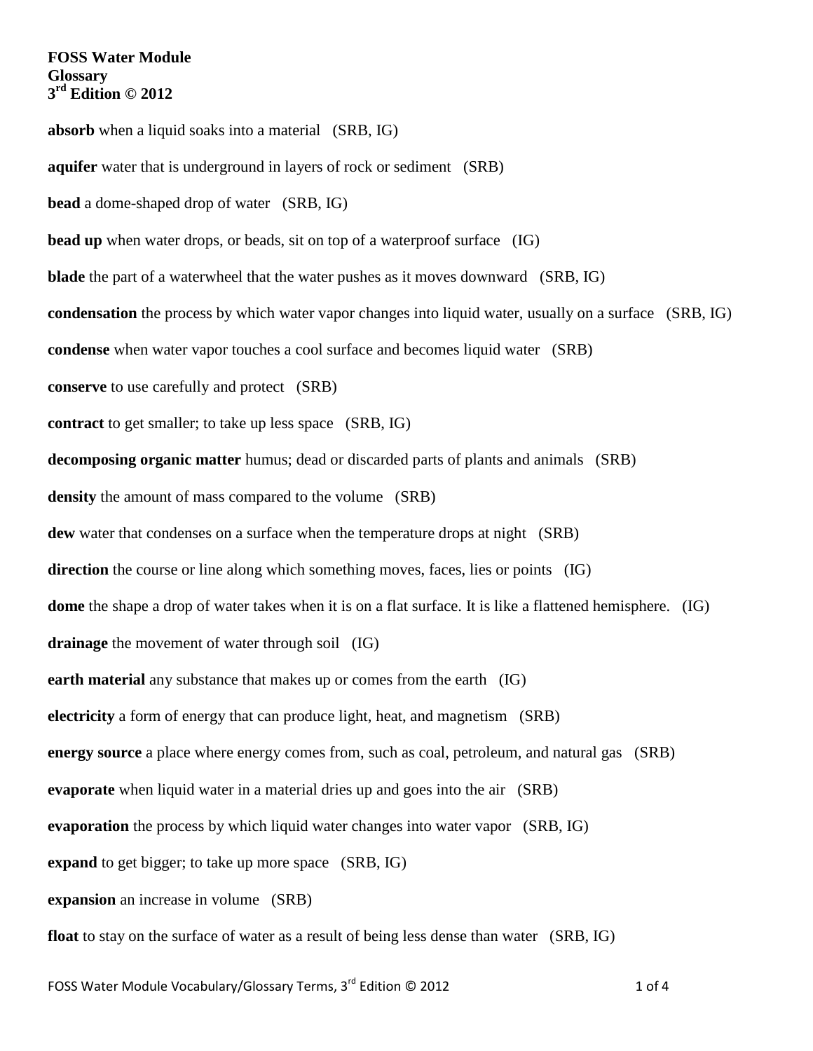**FOSS Water Module**
**Glossary**
**3rd Edition © 2012**

**absorb** when a liquid soaks into a material (SRB, IG)

**aquifer** water that is underground in layers of rock or sediment (SRB)

**bead** a dome-shaped drop of water (SRB, IG)

**bead up** when water drops, or beads, sit on top of a waterproof surface (IG)

**blade** the part of a waterwheel that the water pushes as it moves downward (SRB, IG)

**condensation** the process by which water vapor changes into liquid water, usually on a surface (SRB, IG)

**condense** when water vapor touches a cool surface and becomes liquid water (SRB)

**conserve** to use carefully and protect (SRB)

**contract** to get smaller; to take up less space (SRB, IG)

**decomposing organic matter** humus; dead or discarded parts of plants and animals (SRB)

**density** the amount of mass compared to the volume (SRB)

**dew** water that condenses on a surface when the temperature drops at night (SRB)

**direction** the course or line along which something moves, faces, lies or points (IG)

**dome** the shape a drop of water takes when it is on a flat surface. It is like a flattened hemisphere. (IG)

**drainage** the movement of water through soil (IG)

**earth material** any substance that makes up or comes from the earth (IG)

**electricity** a form of energy that can produce light, heat, and magnetism (SRB)

**energy source** a place where energy comes from, such as coal, petroleum, and natural gas (SRB)

**evaporate** when liquid water in a material dries up and goes into the air (SRB)

**evaporation** the process by which liquid water changes into water vapor (SRB, IG)

**expand** to get bigger; to take up more space (SRB, IG)

**expansion** an increase in volume (SRB)

**float** to stay on the surface of water as a result of being less dense than water (SRB, IG)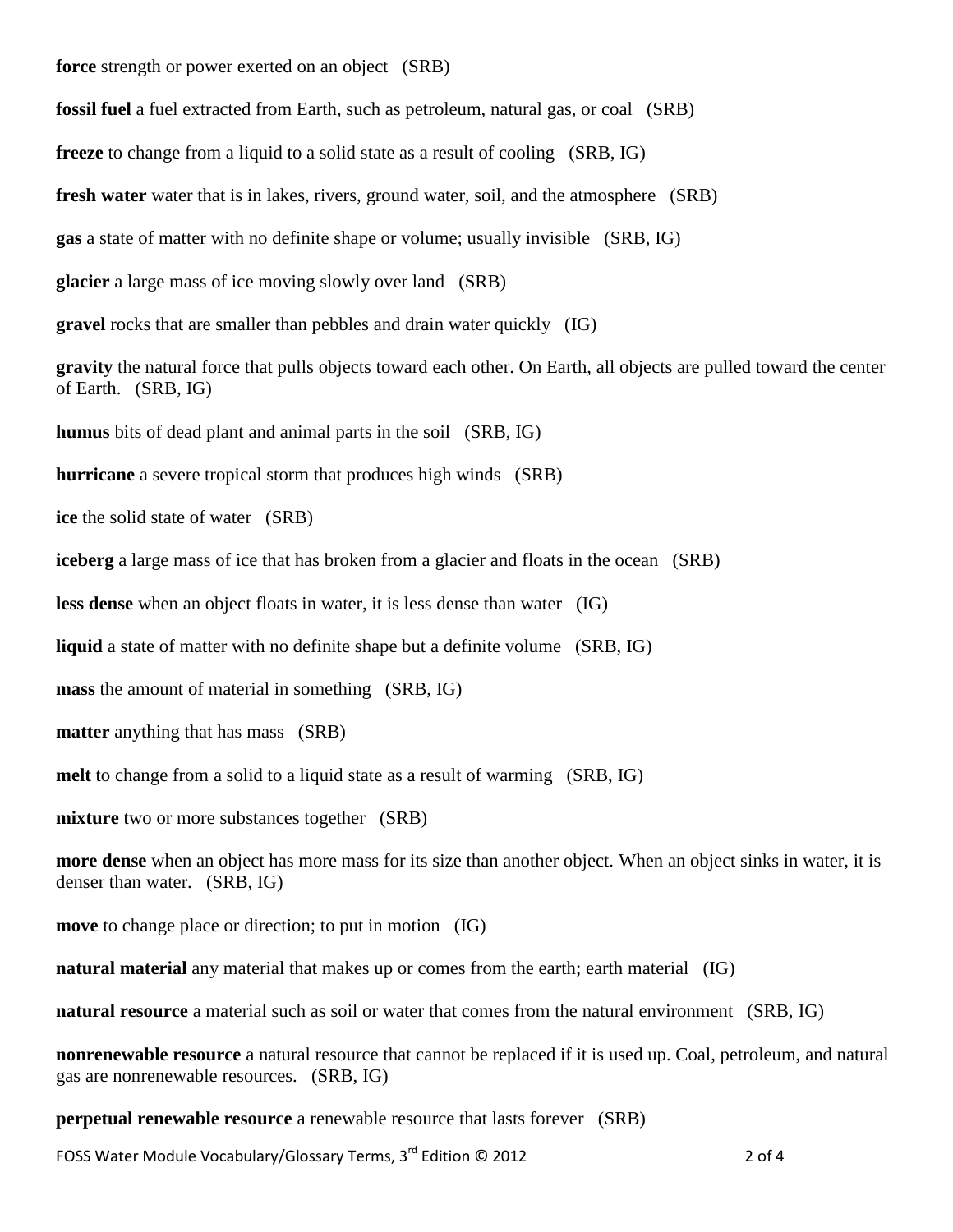**force** strength or power exerted on an object (SRB)

**fossil fuel** a fuel extracted from Earth, such as petroleum, natural gas, or coal (SRB)

**freeze** to change from a liquid to a solid state as a result of cooling (SRB, IG)

**fresh water** water that is in lakes, rivers, ground water, soil, and the atmosphere (SRB)

**gas** a state of matter with no definite shape or volume; usually invisible (SRB, IG)

**glacier** a large mass of ice moving slowly over land (SRB)

**gravel** rocks that are smaller than pebbles and drain water quickly (IG)

**gravity** the natural force that pulls objects toward each other. On Earth, all objects are pulled toward the center of Earth. (SRB, IG)

**humus** bits of dead plant and animal parts in the soil (SRB, IG)

**hurricane** a severe tropical storm that produces high winds (SRB)

**ice** the solid state of water (SRB)

**iceberg** a large mass of ice that has broken from a glacier and floats in the ocean (SRB)

**less dense** when an object floats in water, it is less dense than water (IG)

**liquid** a state of matter with no definite shape but a definite volume (SRB, IG)

**mass** the amount of material in something (SRB, IG)

**matter** anything that has mass (SRB)

**melt** to change from a solid to a liquid state as a result of warming (SRB, IG)

**mixture** two or more substances together (SRB)

**more dense** when an object has more mass for its size than another object. When an object sinks in water, it is denser than water. (SRB, IG)

**move** to change place or direction; to put in motion (IG)

**natural material** any material that makes up or comes from the earth; earth material (IG)

**natural resource** a material such as soil or water that comes from the natural environment (SRB, IG)

**nonrenewable resource** a natural resource that cannot be replaced if it is used up. Coal, petroleum, and natural gas are nonrenewable resources. (SRB, IG)

**perpetual renewable resource** a renewable resource that lasts forever (SRB)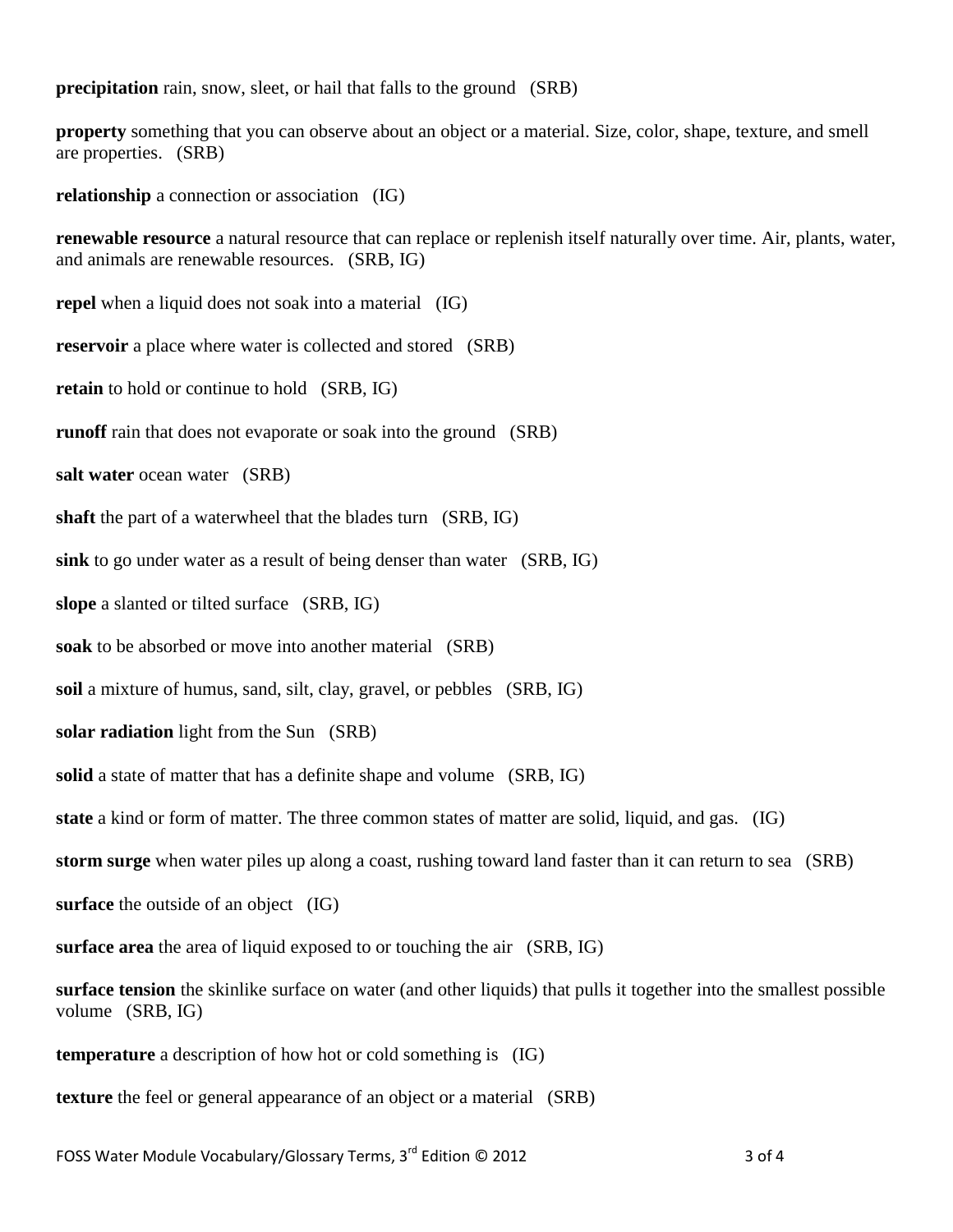**precipitation** rain, snow, sleet, or hail that falls to the ground (SRB)

**property** something that you can observe about an object or a material. Size, color, shape, texture, and smell are properties. (SRB)

**relationship** a connection or association (IG)

**renewable resource** a natural resource that can replace or replenish itself naturally over time. Air, plants, water, and animals are renewable resources. (SRB, IG)

**repel** when a liquid does not soak into a material (IG)

**reservoir** a place where water is collected and stored (SRB)

**retain** to hold or continue to hold (SRB, IG)

**runoff** rain that does not evaporate or soak into the ground (SRB)

**salt water** ocean water (SRB)

**shaft** the part of a waterwheel that the blades turn (SRB, IG)

**sink** to go under water as a result of being denser than water (SRB, IG)

**slope** a slanted or tilted surface (SRB, IG)

**soak** to be absorbed or move into another material (SRB)

**soil** a mixture of humus, sand, silt, clay, gravel, or pebbles (SRB, IG)

**solar radiation** light from the Sun (SRB)

**solid** a state of matter that has a definite shape and volume (SRB, IG)

**state** a kind or form of matter. The three common states of matter are solid, liquid, and gas. (IG)

**storm surge** when water piles up along a coast, rushing toward land faster than it can return to sea (SRB)

**surface** the outside of an object (IG)

**surface area** the area of liquid exposed to or touching the air (SRB, IG)

**surface tension** the skinlike surface on water (and other liquids) that pulls it together into the smallest possible volume (SRB, IG)

**temperature** a description of how hot or cold something is (IG)

**texture** the feel or general appearance of an object or a material (SRB)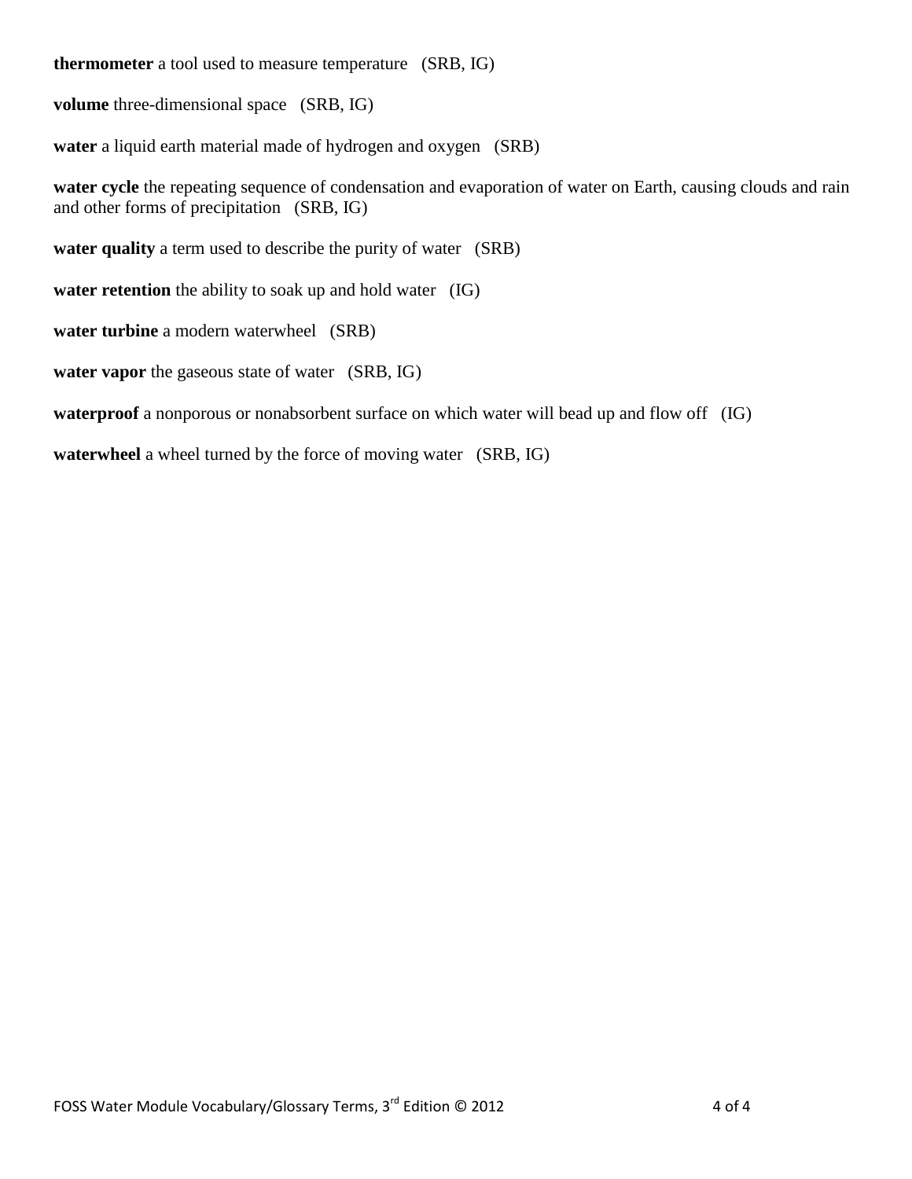**thermometer** a tool used to measure temperature (SRB, IG)

**volume** three-dimensional space (SRB, IG)

**water** a liquid earth material made of hydrogen and oxygen (SRB)

**water cycle** the repeating sequence of condensation and evaporation of water on Earth, causing clouds and rain and other forms of precipitation (SRB, IG)

**water quality** a term used to describe the purity of water (SRB)

**water retention** the ability to soak up and hold water (IG)

**water turbine** a modern waterwheel (SRB)

**water vapor** the gaseous state of water (SRB, IG)

**waterproof** a nonporous or nonabsorbent surface on which water will bead up and flow off (IG)

**waterwheel** a wheel turned by the force of moving water (SRB, IG)